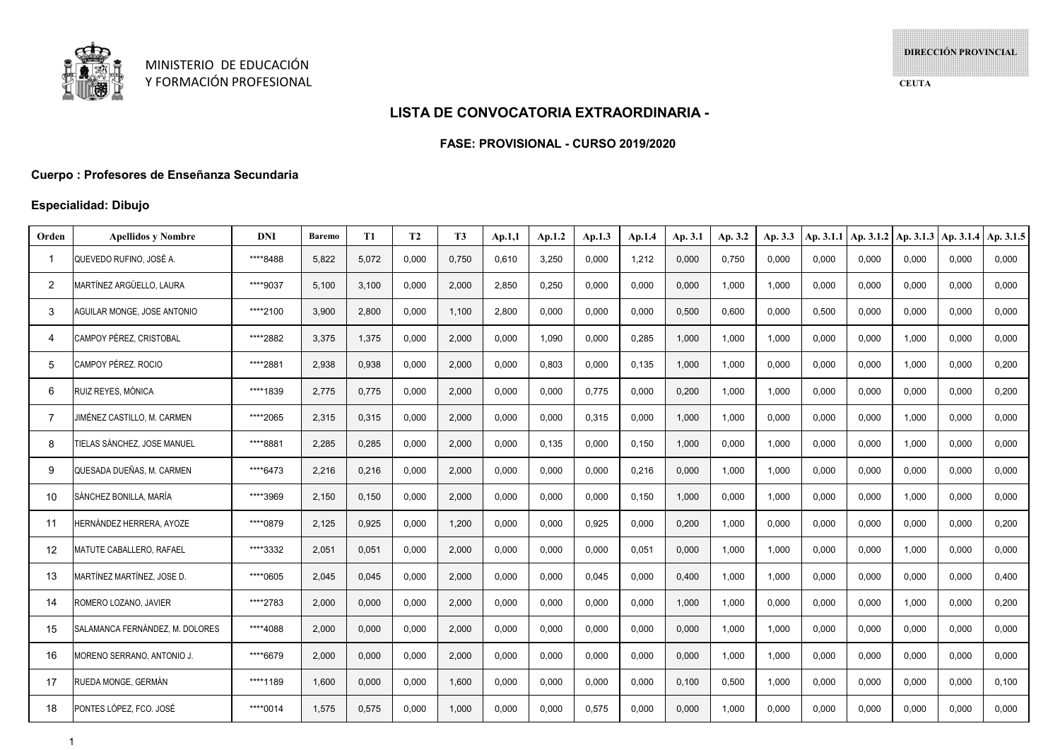MINISTERIO DE EDUCACIÓN
Y FORMACIÓN PROFESIONAL

DIRECCIÓN PROVINCIAL

CEUTA

## LISTA DE CONVOCATORIA EXTRAORDINARIA -

### FASE: PROVISIONAL - CURSO 2019/2020

**Cuerpo : Profesores de Enseñanza Secundaria**

**Especialidad: Dibujo**

| Orden | Apellidos y Nombre | DNI | Baremo | T1 | T2 | T3 | Ap.1,1 | Ap.1.2 | Ap.1.3 | Ap.1.4 | Ap. 3.1 | Ap. 3.2 | Ap. 3.3 | Ap. 3.1.1 | Ap. 3.1.2 | Ap. 3.1.3 | Ap. 3.1.4 | Ap. 3.1.5 |
|---|---|---|---|---|---|---|---|---|---|---|---|---|---|---|---|---|---|---|
| 1 | QUEVEDO RUFINO, JOSÉ A. | ****8488 | 5,822 | 5,072 | 0,000 | 0,750 | 0,610 | 3,250 | 0,000 | 1,212 | 0,000 | 0,750 | 0,000 | 0,000 | 0,000 | 0,000 | 0,000 | 0,000 |
| 2 | MARTÍNEZ ARGÜELLO, LAURA | ****9037 | 5,100 | 3,100 | 0,000 | 2,000 | 2,850 | 0,250 | 0,000 | 0,000 | 0,000 | 1,000 | 1,000 | 0,000 | 0,000 | 0,000 | 0,000 | 0,000 |
| 3 | AGUILAR MONGE, JOSE ANTONIO | ****2100 | 3,900 | 2,800 | 0,000 | 1,100 | 2,800 | 0,000 | 0,000 | 0,000 | 0,500 | 0,600 | 0,000 | 0,500 | 0,000 | 0,000 | 0,000 | 0,000 |
| 4 | CAMPOY PÉREZ, CRISTOBAL | ****2882 | 3,375 | 1,375 | 0,000 | 2,000 | 0,000 | 1,090 | 0,000 | 0,285 | 1,000 | 1,000 | 1,000 | 0,000 | 0,000 | 1,000 | 0,000 | 0,000 |
| 5 | CAMPOY PÉREZ. ROCIO | ****2881 | 2,938 | 0,938 | 0,000 | 2,000 | 0,000 | 0,803 | 0,000 | 0,135 | 1,000 | 1,000 | 0,000 | 0,000 | 0,000 | 1,000 | 0,000 | 0,200 |
| 6 | RUIZ REYES, MÓNICA | ****1839 | 2,775 | 0,775 | 0,000 | 2,000 | 0,000 | 0,000 | 0,775 | 0,000 | 0,200 | 1,000 | 1,000 | 0,000 | 0,000 | 0,000 | 0,000 | 0,200 |
| 7 | JIMÉNEZ CASTILLO, M. CARMEN | ****2065 | 2,315 | 0,315 | 0,000 | 2,000 | 0,000 | 0,000 | 0,315 | 0,000 | 1,000 | 1,000 | 0,000 | 0,000 | 0,000 | 1,000 | 0,000 | 0,000 |
| 8 | TIELAS SÁNCHEZ, JOSE MANUEL | ****8881 | 2,285 | 0,285 | 0,000 | 2,000 | 0,000 | 0,135 | 0,000 | 0,150 | 1,000 | 0,000 | 1,000 | 0,000 | 0,000 | 1,000 | 0,000 | 0,000 |
| 9 | QUESADA DUEÑAS, M. CARMEN | ****6473 | 2,216 | 0,216 | 0,000 | 2,000 | 0,000 | 0,000 | 0,000 | 0,216 | 0,000 | 1,000 | 1,000 | 0,000 | 0,000 | 0,000 | 0,000 | 0,000 |
| 10 | SÁNCHEZ BONILLA, MARÍA | ****3969 | 2,150 | 0,150 | 0,000 | 2,000 | 0,000 | 0,000 | 0,000 | 0,150 | 1,000 | 0,000 | 1,000 | 0,000 | 0,000 | 1,000 | 0,000 | 0,000 |
| 11 | HERNÁNDEZ HERRERA, AYOZE | ****0879 | 2,125 | 0,925 | 0,000 | 1,200 | 0,000 | 0,000 | 0,925 | 0,000 | 0,200 | 1,000 | 0,000 | 0,000 | 0,000 | 0,000 | 0,000 | 0,200 |
| 12 | MATUTE CABALLERO, RAFAEL | ****3332 | 2,051 | 0,051 | 0,000 | 2,000 | 0,000 | 0,000 | 0,000 | 0,051 | 0,000 | 1,000 | 1,000 | 0,000 | 0,000 | 1,000 | 0,000 | 0,000 |
| 13 | MARTÍNEZ MARTÍNEZ, JOSE D. | ****0605 | 2,045 | 0,045 | 0,000 | 2,000 | 0,000 | 0,000 | 0,045 | 0,000 | 0,400 | 1,000 | 1,000 | 0,000 | 0,000 | 0,000 | 0,000 | 0,400 |
| 14 | ROMERO LOZANO, JAVIER | ****2783 | 2,000 | 0,000 | 0,000 | 2,000 | 0,000 | 0,000 | 0,000 | 0,000 | 1,000 | 1,000 | 0,000 | 0,000 | 0,000 | 1,000 | 0,000 | 0,200 |
| 15 | SALAMANCA FERNÁNDEZ, M. DOLORES | ****4088 | 2,000 | 0,000 | 0,000 | 2,000 | 0,000 | 0,000 | 0,000 | 0,000 | 0,000 | 1,000 | 1,000 | 0,000 | 0,000 | 0,000 | 0,000 | 0,000 |
| 16 | MORENO SERRANO, ANTONIO J. | ****6679 | 2,000 | 0,000 | 0,000 | 2,000 | 0,000 | 0,000 | 0,000 | 0,000 | 0,000 | 1,000 | 1,000 | 0,000 | 0,000 | 0,000 | 0,000 | 0,000 |
| 17 | RUEDA MONGE, GERMÁN | ****1189 | 1,600 | 0,000 | 0,000 | 1,600 | 0,000 | 0,000 | 0,000 | 0,000 | 0,100 | 0,500 | 1,000 | 0,000 | 0,000 | 0,000 | 0,000 | 0,100 |
| 18 | PONTES LÓPEZ, FCO. JOSÉ | ****0014 | 1,575 | 0,575 | 0,000 | 1,000 | 0,000 | 0,000 | 0,575 | 0,000 | 0,000 | 1,000 | 0,000 | 0,000 | 0,000 | 0,000 | 0,000 | 0,000 |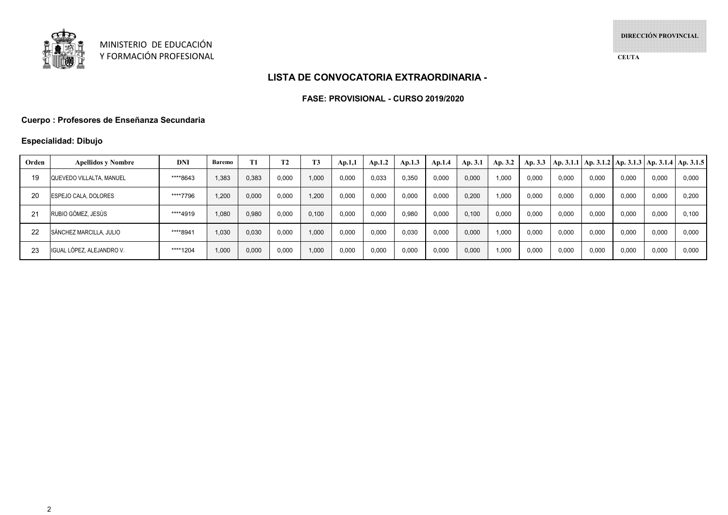MINISTERIO DE EDUCACIÓN
Y FORMACIÓN PROFESIONAL

**DIRECCIÓN PROVINCIAL**

**CEUTA**

## LISTA DE CONVOCATORIA EXTRAORDINARIA -

### FASE: PROVISIONAL - CURSO 2019/2020

**Cuerpo : Profesores de Enseñanza Secundaria**

**Especialidad: Dibujo**

| Orden | Apellidos y Nombre | DNI | Baremo | T1 | T2 | T3 | Ap.1,1 | Ap.1.2 | Ap.1.3 | Ap.1.4 | Ap. 3.1 | Ap. 3.2 | Ap. 3.3 | Ap. 3.1.1 | Ap. 3.1.2 | Ap. 3.1.3 | Ap. 3.1.4 | Ap. 3.1.5 |
|---|---|---|---|---|---|---|---|---|---|---|---|---|---|---|---|---|---|---|
| 19 | QUEVEDO VILLALTA, MANUEL | ****8643 | 1,383 | 0,383 | 0,000 | 1,000 | 0,000 | 0,033 | 0,350 | 0,000 | 0,000 | 1,000 | 0,000 | 0,000 | 0,000 | 0,000 | 0,000 | 0,000 |
| 20 | ESPEJO CALA, DOLORES | ****7796 | 1,200 | 0,000 | 0,000 | 1,200 | 0,000 | 0,000 | 0,000 | 0,000 | 0,200 | 1,000 | 0,000 | 0,000 | 0,000 | 0,000 | 0,000 | 0,200 |
| 21 | RUBIO GÓMEZ, JESÚS | ****4919 | 1,080 | 0,980 | 0,000 | 0,100 | 0,000 | 0,000 | 0,980 | 0,000 | 0,100 | 0,000 | 0,000 | 0,000 | 0,000 | 0,000 | 0,000 | 0,100 |
| 22 | SÁNCHEZ MARCILLA, JULIO | ****8941 | 1,030 | 0,030 | 0,000 | 1,000 | 0,000 | 0,000 | 0,030 | 0,000 | 0,000 | 1,000 | 0,000 | 0,000 | 0,000 | 0,000 | 0,000 | 0,000 |
| 23 | IGUAL LÓPEZ, ALEJANDRO V. | ****1204 | 1,000 | 0,000 | 0,000 | 1,000 | 0,000 | 0,000 | 0,000 | 0,000 | 0,000 | 1,000 | 0,000 | 0,000 | 0,000 | 0,000 | 0,000 | 0,000 |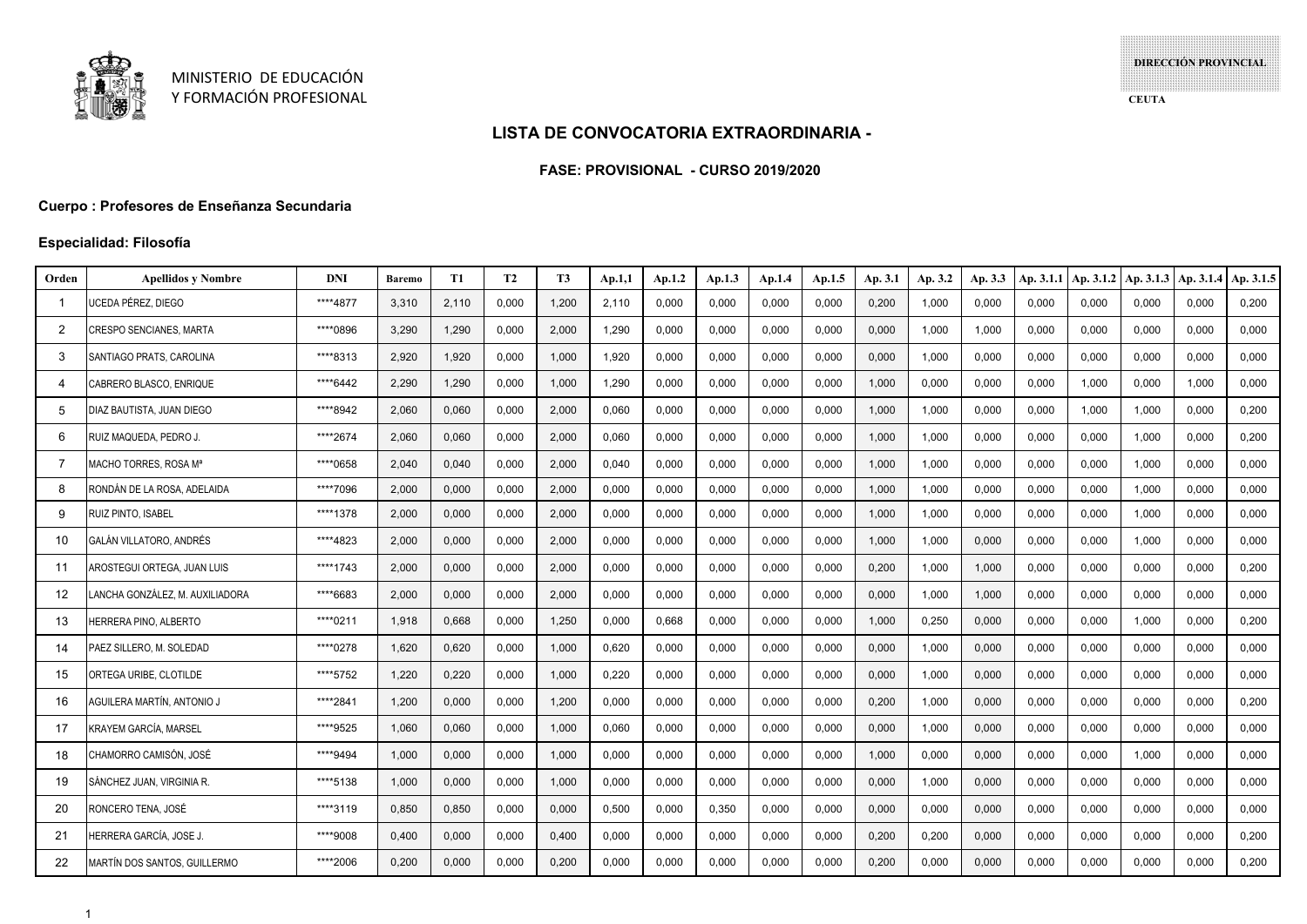MINISTERIO DE EDUCACIÓN
Y FORMACIÓN PROFESIONAL

DIRECCIÓN PROVINCIAL

CEUTA

## LISTA DE CONVOCATORIA EXTRAORDINARIA -

### FASE: PROVISIONAL - CURSO 2019/2020

**Cuerpo : Profesores de Enseñanza Secundaria**

**Especialidad: Filosofía**

| Orden | Apellidos y Nombre | DNI | Baremo | T1 | T2 | T3 | Ap.1,1 | Ap.1.2 | Ap.1.3 | Ap.1.4 | Ap.1.5 | Ap. 3.1 | Ap. 3.2 | Ap. 3.3 | Ap. 3.1.1 | Ap. 3.1.2 | Ap. 3.1.3 | Ap. 3.1.4 | Ap. 3.1.5 |
|---|---|---|---|---|---|---|---|---|---|---|---|---|---|---|---|---|---|---|---|
| 1 | UCEDA PÉREZ, DIEGO | ****4877 | 3,310 | 2,110 | 0,000 | 1,200 | 2,110 | 0,000 | 0,000 | 0,000 | 0,000 | 0,200 | 1,000 | 0,000 | 0,000 | 0,000 | 0,000 | 0,000 | 0,200 |
| 2 | CRESPO SENCIANES, MARTA | ****0896 | 3,290 | 1,290 | 0,000 | 2,000 | 1,290 | 0,000 | 0,000 | 0,000 | 0,000 | 0,000 | 1,000 | 1,000 | 0,000 | 0,000 | 0,000 | 0,000 | 0,000 |
| 3 | SANTIAGO PRATS, CAROLINA | ****8313 | 2,920 | 1,920 | 0,000 | 1,000 | 1,920 | 0,000 | 0,000 | 0,000 | 0,000 | 0,000 | 1,000 | 0,000 | 0,000 | 0,000 | 0,000 | 0,000 | 0,000 |
| 4 | CABRERO BLASCO, ENRIQUE | ****6442 | 2,290 | 1,290 | 0,000 | 1,000 | 1,290 | 0,000 | 0,000 | 0,000 | 0,000 | 1,000 | 0,000 | 0,000 | 0,000 | 1,000 | 0,000 | 1,000 | 0,000 |
| 5 | DIAZ BAUTISTA, JUAN DIEGO | ****8942 | 2,060 | 0,060 | 0,000 | 2,000 | 0,060 | 0,000 | 0,000 | 0,000 | 0,000 | 1,000 | 1,000 | 0,000 | 0,000 | 1,000 | 1,000 | 0,000 | 0,200 |
| 6 | RUIZ MAQUEDA, PEDRO J. | ****2674 | 2,060 | 0,060 | 0,000 | 2,000 | 0,060 | 0,000 | 0,000 | 0,000 | 0,000 | 1,000 | 1,000 | 0,000 | 0,000 | 0,000 | 1,000 | 0,000 | 0,200 |
| 7 | MACHO TORRES, ROSA Mª | ****0658 | 2,040 | 0,040 | 0,000 | 2,000 | 0,040 | 0,000 | 0,000 | 0,000 | 0,000 | 1,000 | 1,000 | 0,000 | 0,000 | 0,000 | 1,000 | 0,000 | 0,000 |
| 8 | RONDÁN DE LA ROSA, ADELAIDA | ****7096 | 2,000 | 0,000 | 0,000 | 2,000 | 0,000 | 0,000 | 0,000 | 0,000 | 0,000 | 1,000 | 1,000 | 0,000 | 0,000 | 0,000 | 1,000 | 0,000 | 0,000 |
| 9 | RUIZ PINTO, ISABEL | ****1378 | 2,000 | 0,000 | 0,000 | 2,000 | 0,000 | 0,000 | 0,000 | 0,000 | 0,000 | 1,000 | 1,000 | 0,000 | 0,000 | 0,000 | 1,000 | 0,000 | 0,000 |
| 10 | GALÁN VILLATORO, ANDRÉS | ****4823 | 2,000 | 0,000 | 0,000 | 2,000 | 0,000 | 0,000 | 0,000 | 0,000 | 0,000 | 1,000 | 1,000 | 0,000 | 0,000 | 0,000 | 1,000 | 0,000 | 0,000 |
| 11 | AROSTEGUI ORTEGA, JUAN LUIS | ****1743 | 2,000 | 0,000 | 0,000 | 2,000 | 0,000 | 0,000 | 0,000 | 0,000 | 0,000 | 0,200 | 1,000 | 1,000 | 0,000 | 0,000 | 0,000 | 0,000 | 0,200 |
| 12 | LANCHA GONZÁLEZ, M. AUXILIADORA | ****6683 | 2,000 | 0,000 | 0,000 | 2,000 | 0,000 | 0,000 | 0,000 | 0,000 | 0,000 | 0,000 | 1,000 | 1,000 | 0,000 | 0,000 | 0,000 | 0,000 | 0,000 |
| 13 | HERRERA PINO, ALBERTO | ****0211 | 1,918 | 0,668 | 0,000 | 1,250 | 0,000 | 0,668 | 0,000 | 0,000 | 0,000 | 1,000 | 0,250 | 0,000 | 0,000 | 0,000 | 1,000 | 0,000 | 0,200 |
| 14 | PAEZ SILLERO, M. SOLEDAD | ****0278 | 1,620 | 0,620 | 0,000 | 1,000 | 0,620 | 0,000 | 0,000 | 0,000 | 0,000 | 0,000 | 1,000 | 0,000 | 0,000 | 0,000 | 0,000 | 0,000 | 0,000 |
| 15 | ORTEGA URIBE, CLOTILDE | ****5752 | 1,220 | 0,220 | 0,000 | 1,000 | 0,220 | 0,000 | 0,000 | 0,000 | 0,000 | 0,000 | 1,000 | 0,000 | 0,000 | 0,000 | 0,000 | 0,000 | 0,000 |
| 16 | AGUILERA MARTÍN, ANTONIO J | ****2841 | 1,200 | 0,000 | 0,000 | 1,200 | 0,000 | 0,000 | 0,000 | 0,000 | 0,000 | 0,200 | 1,000 | 0,000 | 0,000 | 0,000 | 0,000 | 0,000 | 0,200 |
| 17 | KRAYEM GARCÍA, MARSEL | ****9525 | 1,060 | 0,060 | 0,000 | 1,000 | 0,060 | 0,000 | 0,000 | 0,000 | 0,000 | 0,000 | 1,000 | 0,000 | 0,000 | 0,000 | 0,000 | 0,000 | 0,000 |
| 18 | CHAMORRO CAMISÓN, JOSÉ | ****9494 | 1,000 | 0,000 | 0,000 | 1,000 | 0,000 | 0,000 | 0,000 | 0,000 | 0,000 | 1,000 | 0,000 | 0,000 | 0,000 | 0,000 | 1,000 | 0,000 | 0,000 |
| 19 | SÁNCHEZ JUAN, VIRGINIA R. | ****5138 | 1,000 | 0,000 | 0,000 | 1,000 | 0,000 | 0,000 | 0,000 | 0,000 | 0,000 | 0,000 | 1,000 | 0,000 | 0,000 | 0,000 | 0,000 | 0,000 | 0,000 |
| 20 | RONCERO TENA, JOSÉ | ****3119 | 0,850 | 0,850 | 0,000 | 0,000 | 0,500 | 0,000 | 0,350 | 0,000 | 0,000 | 0,000 | 0,000 | 0,000 | 0,000 | 0,000 | 0,000 | 0,000 | 0,000 |
| 21 | HERRERA GARCÍA, JOSE J. | ****9008 | 0,400 | 0,000 | 0,000 | 0,400 | 0,000 | 0,000 | 0,000 | 0,000 | 0,000 | 0,200 | 0,200 | 0,000 | 0,000 | 0,000 | 0,000 | 0,000 | 0,200 |
| 22 | MARTÍN DOS SANTOS, GUILLERMO | ****2006 | 0,200 | 0,000 | 0,000 | 0,200 | 0,000 | 0,000 | 0,000 | 0,000 | 0,000 | 0,200 | 0,000 | 0,000 | 0,000 | 0,000 | 0,000 | 0,000 | 0,200 |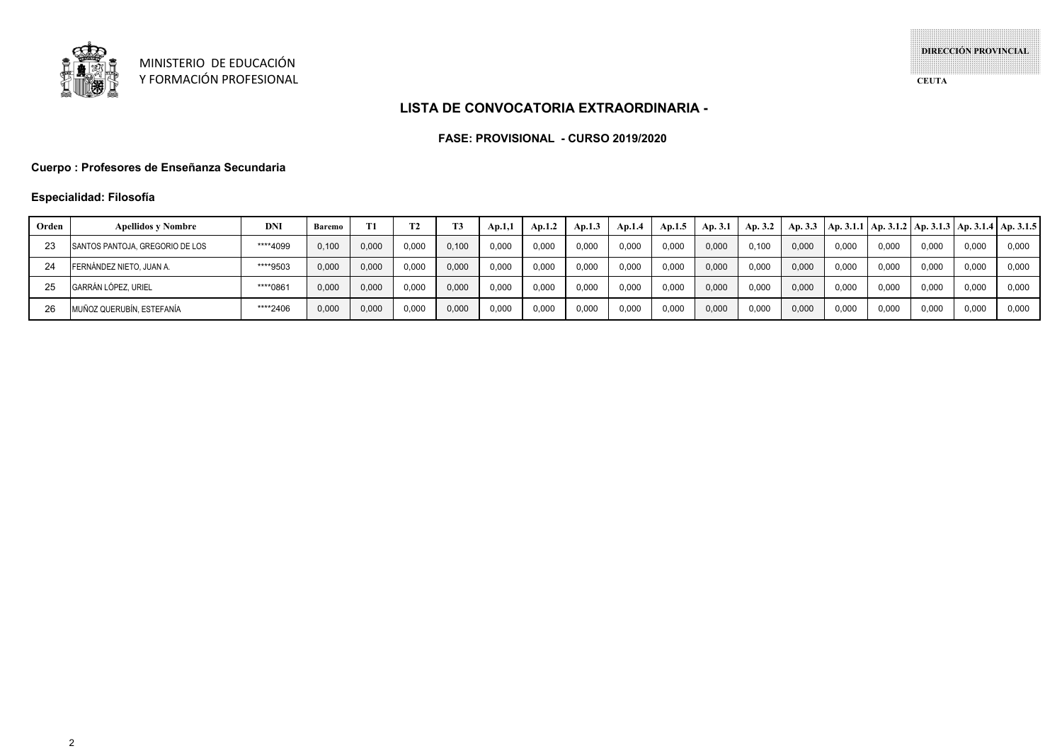MINISTERIO DE EDUCACIÓN
Y FORMACIÓN PROFESIONAL

DIRECCIÓN PROVINCIAL

CEUTA

## LISTA DE CONVOCATORIA EXTRAORDINARIA -

**FASE: PROVISIONAL - CURSO 2019/2020**

**Cuerpo : Profesores de Enseñanza Secundaria**

**Especialidad: Filosofía**

| Orden | Apellidos y Nombre | DNI | Baremo | T1 | T2 | T3 | Ap.1,1 | Ap.1.2 | Ap.1.3 | Ap.1.4 | Ap.1.5 | Ap. 3.1 | Ap. 3.2 | Ap. 3.3 | Ap. 3.1.1 | Ap. 3.1.2 | Ap. 3.1.3 | Ap. 3.1.4 | Ap. 3.1.5 |
|---|---|---|---|---|---|---|---|---|---|---|---|---|---|---|---|---|---|---|---|
| 23 | SANTOS PANTOJA, GREGORIO DE LOS | ****4099 | 0,100 | 0,000 | 0,000 | 0,100 | 0,000 | 0,000 | 0,000 | 0,000 | 0,000 | 0,000 | 0,100 | 0,000 | 0,000 | 0,000 | 0,000 | 0,000 | 0,000 |
| 24 | FERNÁNDEZ NIETO, JUAN A. | ****9503 | 0,000 | 0,000 | 0,000 | 0,000 | 0,000 | 0,000 | 0,000 | 0,000 | 0,000 | 0,000 | 0,000 | 0,000 | 0,000 | 0,000 | 0,000 | 0,000 | 0,000 |
| 25 | GARRÁN LÓPEZ, URIEL | ****0861 | 0,000 | 0,000 | 0,000 | 0,000 | 0,000 | 0,000 | 0,000 | 0,000 | 0,000 | 0,000 | 0,000 | 0,000 | 0,000 | 0,000 | 0,000 | 0,000 | 0,000 |
| 26 | MUÑOZ QUERUBÍN, ESTEFANÍA | ****2406 | 0,000 | 0,000 | 0,000 | 0,000 | 0,000 | 0,000 | 0,000 | 0,000 | 0,000 | 0,000 | 0,000 | 0,000 | 0,000 | 0,000 | 0,000 | 0,000 | 0,000 |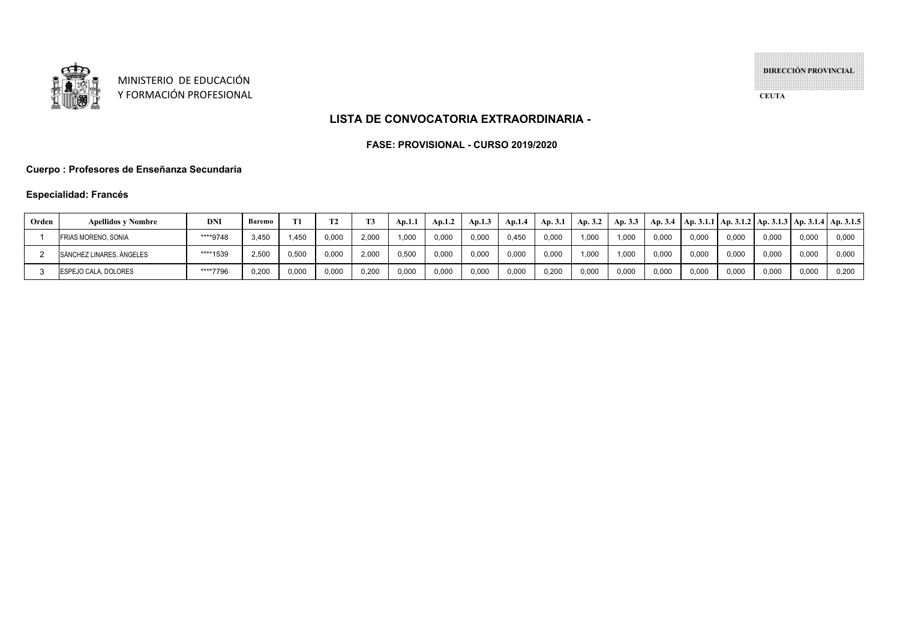MINISTERIO DE EDUCACIÓN
Y FORMACIÓN PROFESIONAL

DIRECCIÓN PROVINCIAL

CEUTA

## LISTA DE CONVOCATORIA EXTRAORDINARIA -

### FASE: PROVISIONAL - CURSO 2019/2020

**Cuerpo : Profesores de Enseñanza Secundaria**

**Especialidad: Francés**

| Orden | Apellidos y Nombre | DNI | Baremo | T1 | T2 | T3 | Ap.1.1 | Ap.1.2 | Ap.1.3 | Ap.1.4 | Ap. 3.1 | Ap. 3.2 | Ap. 3.3 | Ap. 3.4 | Ap. 3.1.1 | Ap. 3.1.2 | Ap. 3.1.3 | Ap. 3.1.4 | Ap. 3.1.5 |
|---|---|---|---|---|---|---|---|---|---|---|---|---|---|---|---|---|---|---|---|
| 1 | FRIAS MORENO, SONIA | ****9748 | 3,450 | 1,450 | 0,000 | 2,000 | 1,000 | 0,000 | 0,000 | 0,450 | 0,000 | 1,000 | 1,000 | 0,000 | 0,000 | 0,000 | 0,000 | 0,000 | 0,000 |
| 2 | SÁNCHEZ LINARES, ÁNGELES | ****1539 | 2,500 | 0,500 | 0,000 | 2,000 | 0,500 | 0,000 | 0,000 | 0,000 | 0,000 | 1,000 | 1,000 | 0,000 | 0,000 | 0,000 | 0,000 | 0,000 | 0,000 |
| 3 | ESPEJO CALA, DOLORES | ****7796 | 0,200 | 0,000 | 0,000 | 0,200 | 0,000 | 0,000 | 0,000 | 0,000 | 0,200 | 0,000 | 0,000 | 0,000 | 0,000 | 0,000 | 0,000 | 0,000 | 0,200 |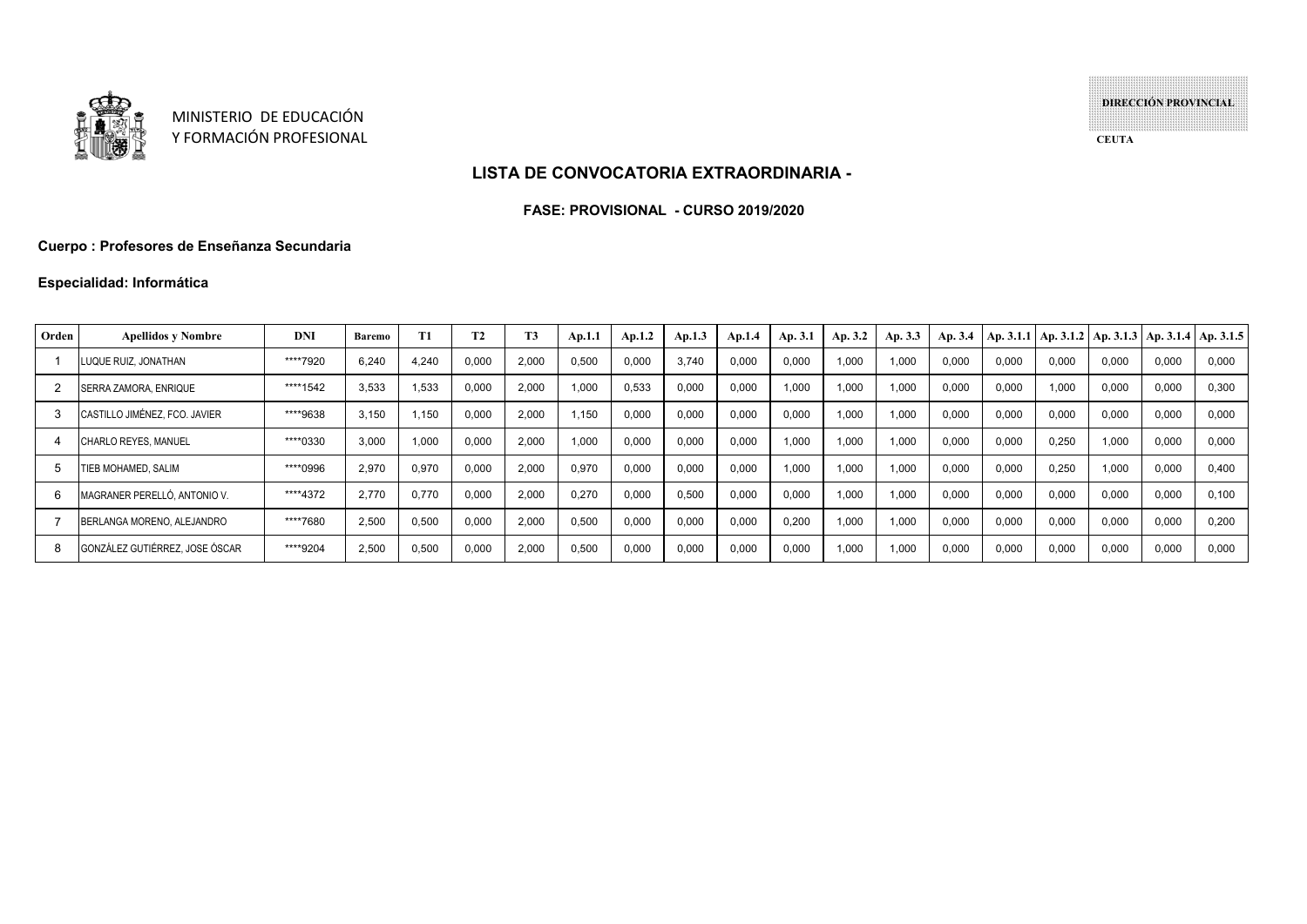MINISTERIO DE EDUCACIÓN
Y FORMACIÓN PROFESIONAL

DIRECCIÓN PROVINCIAL

CEUTA

## LISTA DE CONVOCATORIA EXTRAORDINARIA -

### FASE: PROVISIONAL - CURSO 2019/2020

**Cuerpo : Profesores de Enseñanza Secundaria**

**Especialidad: Informática**

| Orden | Apellidos y Nombre | DNI | Baremo | T1 | T2 | T3 | Ap.1.1 | Ap.1.2 | Ap.1.3 | Ap.1.4 | Ap. 3.1 | Ap. 3.2 | Ap. 3.3 | Ap. 3.4 | Ap. 3.1.1 | Ap. 3.1.2 | Ap. 3.1.3 | Ap. 3.1.4 | Ap. 3.1.5 |
|---|---|---|---|---|---|---|---|---|---|---|---|---|---|---|---|---|---|---|---|
| 1 | LUQUE RUIZ, JONATHAN | ****7920 | 6,240 | 4,240 | 0,000 | 2,000 | 0,500 | 0,000 | 3,740 | 0,000 | 0,000 | 1,000 | 1,000 | 0,000 | 0,000 | 0,000 | 0,000 | 0,000 | 0,000 |
| 2 | SERRA ZAMORA, ENRIQUE | ****1542 | 3,533 | 1,533 | 0,000 | 2,000 | 1,000 | 0,533 | 0,000 | 0,000 | 1,000 | 1,000 | 1,000 | 0,000 | 0,000 | 1,000 | 0,000 | 0,000 | 0,300 |
| 3 | CASTILLO JIMÉNEZ, FCO. JAVIER | ****9638 | 3,150 | 1,150 | 0,000 | 2,000 | 1,150 | 0,000 | 0,000 | 0,000 | 0,000 | 1,000 | 1,000 | 0,000 | 0,000 | 0,000 | 0,000 | 0,000 | 0,000 |
| 4 | CHARLO REYES, MANUEL | ****0330 | 3,000 | 1,000 | 0,000 | 2,000 | 1,000 | 0,000 | 0,000 | 0,000 | 1,000 | 1,000 | 1,000 | 0,000 | 0,000 | 0,250 | 1,000 | 0,000 | 0,000 |
| 5 | TIEB MOHAMED, SALIM | ****0996 | 2,970 | 0,970 | 0,000 | 2,000 | 0,970 | 0,000 | 0,000 | 0,000 | 1,000 | 1,000 | 1,000 | 0,000 | 0,000 | 0,250 | 1,000 | 0,000 | 0,400 |
| 6 | MAGRANER PERELLÓ, ANTONIO V. | ****4372 | 2,770 | 0,770 | 0,000 | 2,000 | 0,270 | 0,000 | 0,500 | 0,000 | 0,000 | 1,000 | 1,000 | 0,000 | 0,000 | 0,000 | 0,000 | 0,000 | 0,100 |
| 7 | BERLANGA MORENO, ALEJANDRO | ****7680 | 2,500 | 0,500 | 0,000 | 2,000 | 0,500 | 0,000 | 0,000 | 0,000 | 0,200 | 1,000 | 1,000 | 0,000 | 0,000 | 0,000 | 0,000 | 0,000 | 0,200 |
| 8 | GONZÁLEZ GUTIÉRREZ, JOSE ÓSCAR | ****9204 | 2,500 | 0,500 | 0,000 | 2,000 | 0,500 | 0,000 | 0,000 | 0,000 | 0,000 | 1,000 | 1,000 | 0,000 | 0,000 | 0,000 | 0,000 | 0,000 | 0,000 |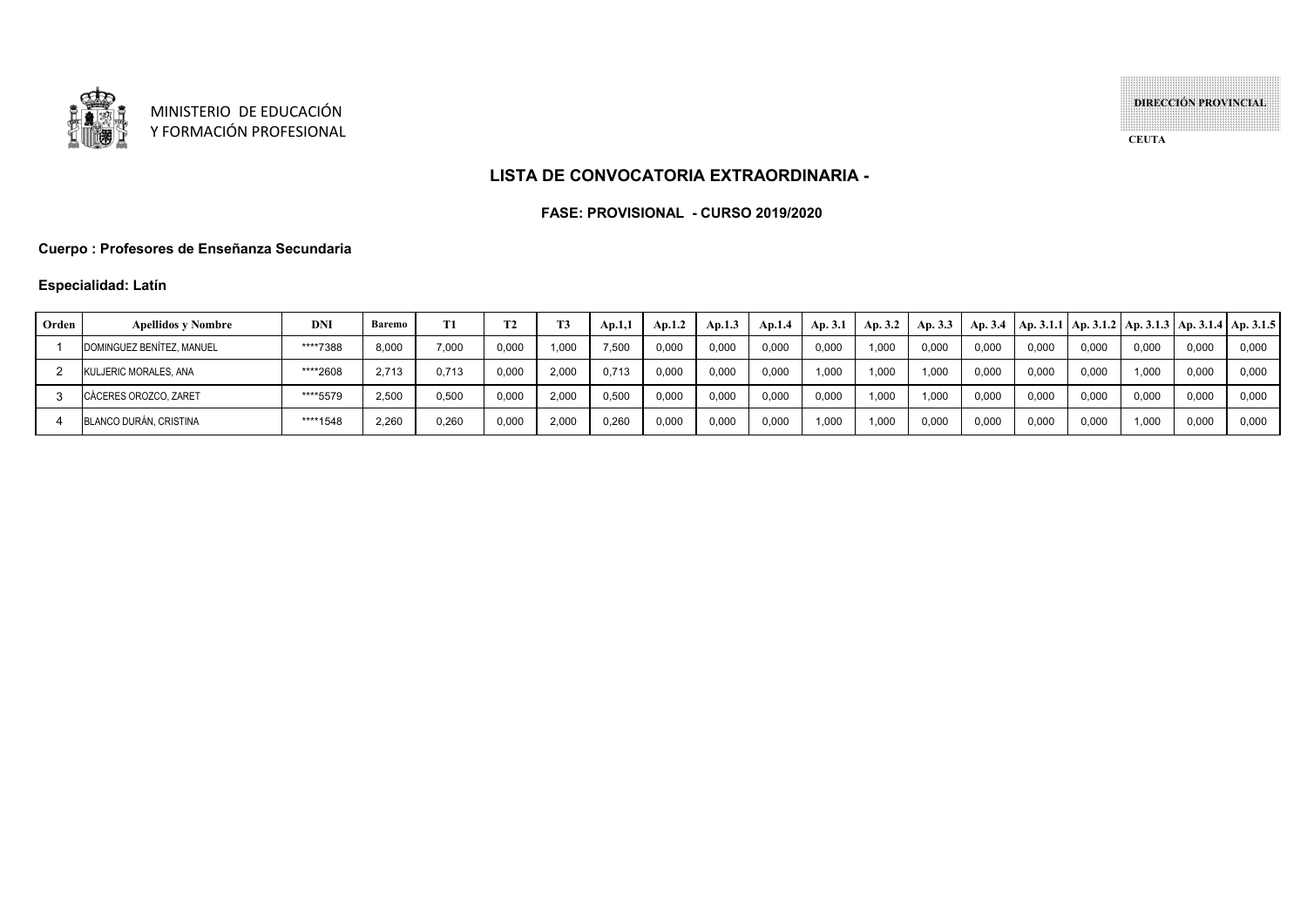MINISTERIO DE EDUCACIÓN
Y FORMACIÓN PROFESIONAL

**DIRECCIÓN PROVINCIAL**

**CEUTA**

## LISTA DE CONVOCATORIA EXTRAORDINARIA -

### FASE: PROVISIONAL - CURSO 2019/2020

**Cuerpo : Profesores de Enseñanza Secundaria**

**Especialidad: Latín**

| Orden | Apellidos y Nombre | DNI | Baremo | T1 | T2 | T3 | Ap.1,1 | Ap.1.2 | Ap.1.3 | Ap.1.4 | Ap. 3.1 | Ap. 3.2 | Ap. 3.3 | Ap. 3.4 | Ap. 3.1.1 | Ap. 3.1.2 | Ap. 3.1.3 | Ap. 3.1.4 | Ap. 3.1.5 |
|---|---|---|---|---|---|---|---|---|---|---|---|---|---|---|---|---|---|---|---|
| 1 | DOMINGUEZ BENÍTEZ, MANUEL | ****7388 | 8,000 | 7,000 | 0,000 | 1,000 | 7,500 | 0,000 | 0,000 | 0,000 | 0,000 | 1,000 | 0,000 | 0,000 | 0,000 | 0,000 | 0,000 | 0,000 | 0,000 |
| 2 | KULJERIC MORALES, ANA | ****2608 | 2,713 | 0,713 | 0,000 | 2,000 | 0,713 | 0,000 | 0,000 | 0,000 | 1,000 | 1,000 | 1,000 | 0,000 | 0,000 | 0,000 | 1,000 | 0,000 | 0,000 |
| 3 | CÁCERES OROZCO, ZARET | ****5579 | 2,500 | 0,500 | 0,000 | 2,000 | 0,500 | 0,000 | 0,000 | 0,000 | 0,000 | 1,000 | 1,000 | 0,000 | 0,000 | 0,000 | 0,000 | 0,000 | 0,000 |
| 4 | BLANCO DURÁN, CRISTINA | ****1548 | 2,260 | 0,260 | 0,000 | 2,000 | 0,260 | 0,000 | 0,000 | 0,000 | 1,000 | 1,000 | 0,000 | 0,000 | 0,000 | 0,000 | 1,000 | 0,000 | 0,000 |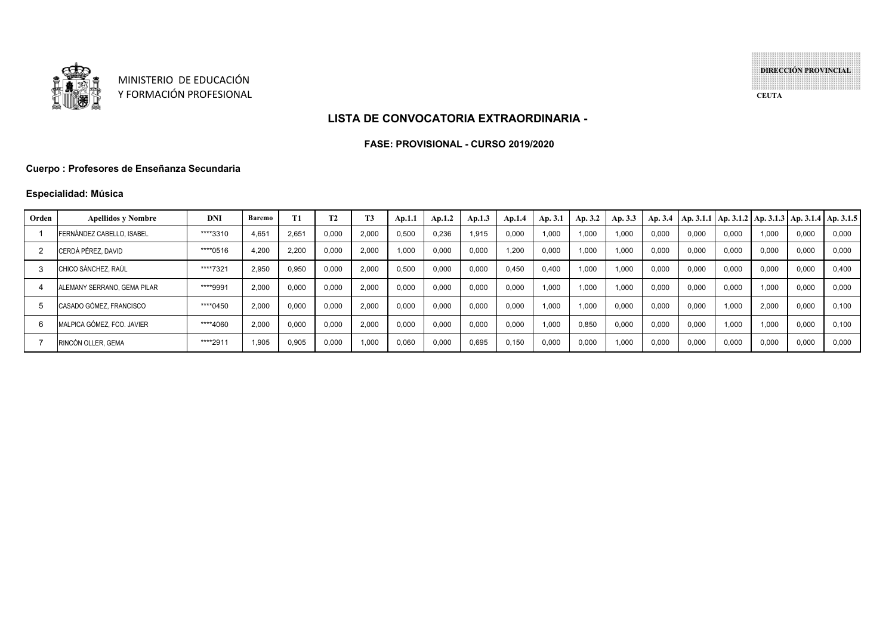MINISTERIO DE EDUCACIÓN
Y FORMACIÓN PROFESIONAL

DIRECCIÓN PROVINCIAL

CEUTA

## LISTA DE CONVOCATORIA EXTRAORDINARIA -

### FASE: PROVISIONAL - CURSO 2019/2020

**Cuerpo : Profesores de Enseñanza Secundaria**

**Especialidad: Música**

| Orden | Apellidos y Nombre | DNI | Baremo | T1 | T2 | T3 | Ap.1.1 | Ap.1.2 | Ap.1.3 | Ap.1.4 | Ap. 3.1 | Ap. 3.2 | Ap. 3.3 | Ap. 3.4 | Ap. 3.1.1 | Ap. 3.1.2 | Ap. 3.1.3 | Ap. 3.1.4 | Ap. 3.1.5 |
|---|---|---|---|---|---|---|---|---|---|---|---|---|---|---|---|---|---|---|---|
| 1 | FERNÁNDEZ CABELLO, ISABEL | ****3310 | 4,651 | 2,651 | 0,000 | 2,000 | 0,500 | 0,236 | 1,915 | 0,000 | 1,000 | 1,000 | 1,000 | 0,000 | 0,000 | 0,000 | 1,000 | 0,000 | 0,000 |
| 2 | CERDÁ PÉREZ, DAVID | ****0516 | 4,200 | 2,200 | 0,000 | 2,000 | 1,000 | 0,000 | 0,000 | 1,200 | 0,000 | 1,000 | 1,000 | 0,000 | 0,000 | 0,000 | 0,000 | 0,000 | 0,000 |
| 3 | CHICO SÁNCHEZ, RAÚL | ****7321 | 2,950 | 0,950 | 0,000 | 2,000 | 0,500 | 0,000 | 0,000 | 0,450 | 0,400 | 1,000 | 1,000 | 0,000 | 0,000 | 0,000 | 0,000 | 0,000 | 0,400 |
| 4 | ALEMANY SERRANO, GEMA PILAR | ****9991 | 2,000 | 0,000 | 0,000 | 2,000 | 0,000 | 0,000 | 0,000 | 0,000 | 1,000 | 1,000 | 1,000 | 0,000 | 0,000 | 0,000 | 1,000 | 0,000 | 0,000 |
| 5 | CASADO GÓMEZ, FRANCISCO | ****0450 | 2,000 | 0,000 | 0,000 | 2,000 | 0,000 | 0,000 | 0,000 | 0,000 | 1,000 | 1,000 | 0,000 | 0,000 | 0,000 | 1,000 | 2,000 | 0,000 | 0,100 |
| 6 | MALPICA GÓMEZ, FCO. JAVIER | ****4060 | 2,000 | 0,000 | 0,000 | 2,000 | 0,000 | 0,000 | 0,000 | 0,000 | 1,000 | 0,850 | 0,000 | 0,000 | 0,000 | 1,000 | 1,000 | 0,000 | 0,100 |
| 7 | RINCÓN OLLER, GEMA | ****2911 | 1,905 | 0,905 | 0,000 | 1,000 | 0,060 | 0,000 | 0,695 | 0,150 | 0,000 | 0,000 | 1,000 | 0,000 | 0,000 | 0,000 | 0,000 | 0,000 | 0,000 |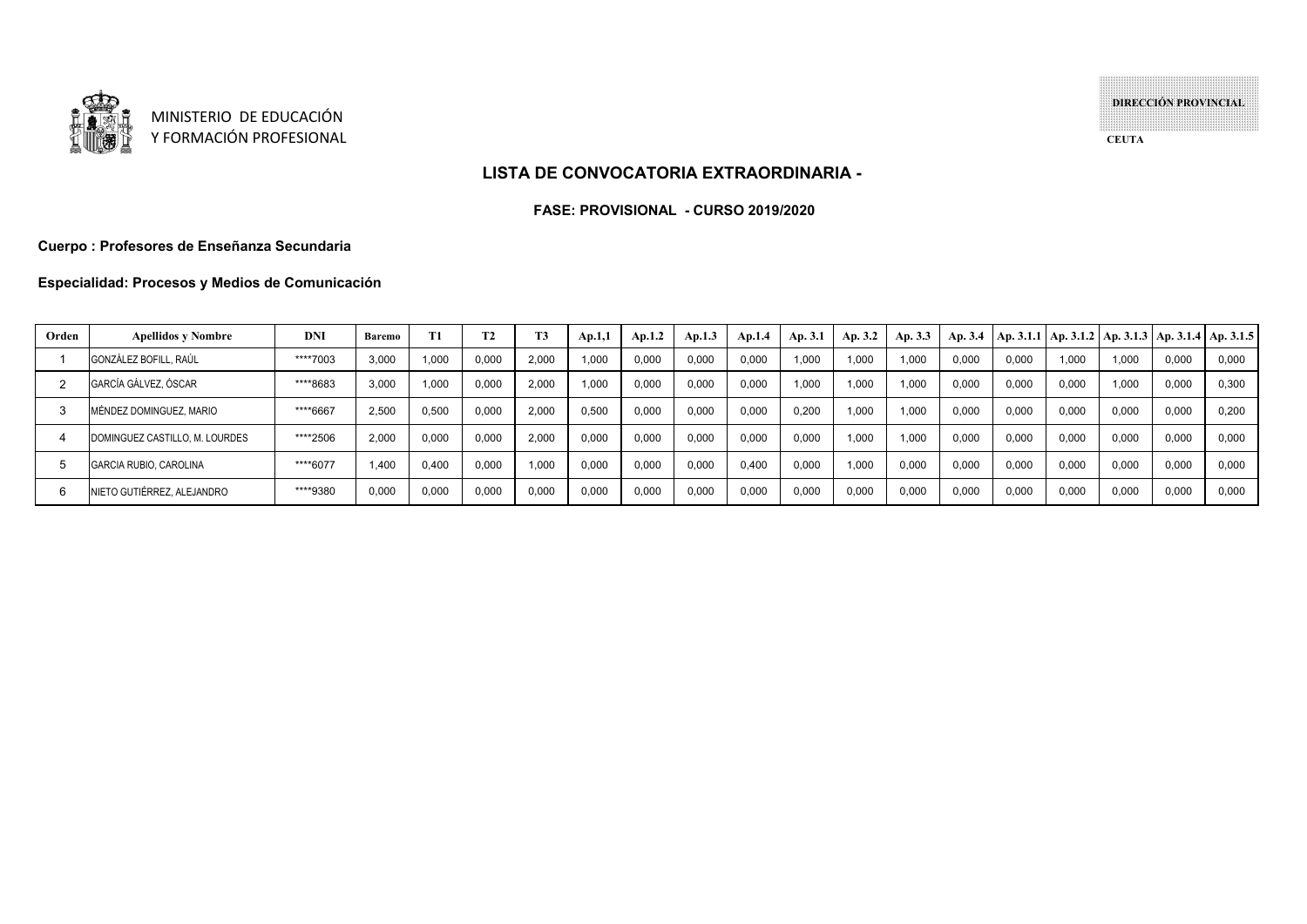MINISTERIO DE EDUCACIÓN
Y FORMACIÓN PROFESIONAL

DIRECCIÓN PROVINCIAL

CEUTA

## LISTA DE CONVOCATORIA EXTRAORDINARIA -

**FASE: PROVISIONAL - CURSO 2019/2020**

**Cuerpo : Profesores de Enseñanza Secundaria**

**Especialidad: Procesos y Medios de Comunicación**

| Orden | Apellidos y Nombre | DNI | Baremo | T1 | T2 | T3 | Ap.1,1 | Ap.1.2 | Ap.1.3 | Ap.1.4 | Ap. 3.1 | Ap. 3.2 | Ap. 3.3 | Ap. 3.4 | Ap. 3.1.1 | Ap. 3.1.2 | Ap. 3.1.3 | Ap. 3.1.4 | Ap. 3.1.5 |
|---|---|---|---|---|---|---|---|---|---|---|---|---|---|---|---|---|---|---|---|
| 1 | GONZÁLEZ BOFILL, RAÚL | ****7003 | 3,000 | 1,000 | 0,000 | 2,000 | 1,000 | 0,000 | 0,000 | 0,000 | 1,000 | 1,000 | 1,000 | 0,000 | 0,000 | 1,000 | 1,000 | 0,000 | 0,000 |
| 2 | GARCÍA GÁLVEZ, ÓSCAR | ****8683 | 3,000 | 1,000 | 0,000 | 2,000 | 1,000 | 0,000 | 0,000 | 0,000 | 1,000 | 1,000 | 1,000 | 0,000 | 0,000 | 0,000 | 1,000 | 0,000 | 0,300 |
| 3 | MÉNDEZ DOMINGUEZ, MARIO | ****6667 | 2,500 | 0,500 | 0,000 | 2,000 | 0,500 | 0,000 | 0,000 | 0,000 | 0,200 | 1,000 | 1,000 | 0,000 | 0,000 | 0,000 | 0,000 | 0,000 | 0,200 |
| 4 | DOMINGUEZ CASTILLO, M. LOURDES | ****2506 | 2,000 | 0,000 | 0,000 | 2,000 | 0,000 | 0,000 | 0,000 | 0,000 | 0,000 | 1,000 | 1,000 | 0,000 | 0,000 | 0,000 | 0,000 | 0,000 | 0,000 |
| 5 | GARCIA RUBIO, CAROLINA | ****6077 | 1,400 | 0,400 | 0,000 | 1,000 | 0,000 | 0,000 | 0,000 | 0,400 | 0,000 | 1,000 | 0,000 | 0,000 | 0,000 | 0,000 | 0,000 | 0,000 | 0,000 |
| 6 | NIETO GUTIÉRREZ, ALEJANDRO | ****9380 | 0,000 | 0,000 | 0,000 | 0,000 | 0,000 | 0,000 | 0,000 | 0,000 | 0,000 | 0,000 | 0,000 | 0,000 | 0,000 | 0,000 | 0,000 | 0,000 | 0,000 |